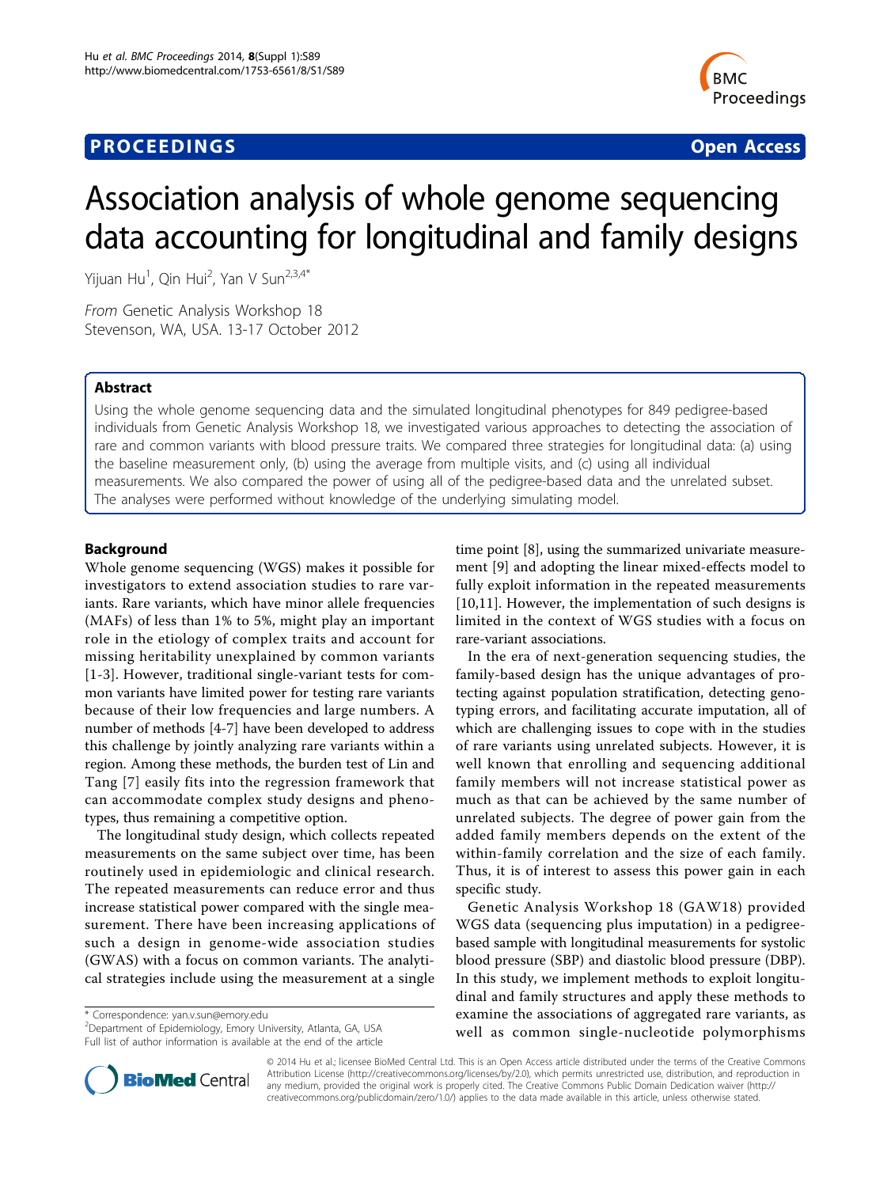**PROCEEDINGS** **Open Access**

# Association analysis of whole genome sequencing data accounting for longitudinal and family designs

Yijuan Hu[1], Qin Hui[2], Yan V Sun[2,3,4*]

*From* Genetic Analysis Workshop 18
Stevenson, WA, USA. 13-17 October 2012

## Abstract

Using the whole genome sequencing data and the simulated longitudinal phenotypes for 849 pedigree-based individuals from Genetic Analysis Workshop 18, we investigated various approaches to detecting the association of rare and common variants with blood pressure traits. We compared three strategies for longitudinal data: (a) using the baseline measurement only, (b) using the average from multiple visits, and (c) using all individual measurements. We also compared the power of using all of the pedigree-based data and the unrelated subset. The analyses were performed without knowledge of the underlying simulating model.

## Background

Whole genome sequencing (WGS) makes it possible for investigators to extend association studies to rare variants. Rare variants, which have minor allele frequencies (MAFs) of less than 1% to 5%, might play an important role in the etiology of complex traits and account for missing heritability unexplained by common variants [1-3]. However, traditional single-variant tests for common variants have limited power for testing rare variants because of their low frequencies and large numbers. A number of methods [4-7] have been developed to address this challenge by jointly analyzing rare variants within a region. Among these methods, the burden test of Lin and Tang [7] easily fits into the regression framework that can accommodate complex study designs and phenotypes, thus remaining a competitive option.

The longitudinal study design, which collects repeated measurements on the same subject over time, has been routinely used in epidemiologic and clinical research. The repeated measurements can reduce error and thus increase statistical power compared with the single measurement. There have been increasing applications of such a design in genome-wide association studies (GWAS) with a focus on common variants. The analytical strategies include using the measurement at a single time point [8], using the summarized univariate measurement [9] and adopting the linear mixed-effects model to fully exploit information in the repeated measurements [10,11]. However, the implementation of such designs is limited in the context of WGS studies with a focus on rare-variant associations.

In the era of next-generation sequencing studies, the family-based design has the unique advantages of protecting against population stratification, detecting genotyping errors, and facilitating accurate imputation, all of which are challenging issues to cope with in the studies of rare variants using unrelated subjects. However, it is well known that enrolling and sequencing additional family members will not increase statistical power as much as that can be achieved by the same number of unrelated subjects. The degree of power gain from the added family members depends on the extent of the within-family correlation and the size of each family. Thus, it is of interest to assess this power gain in each specific study.

Genetic Analysis Workshop 18 (GAW18) provided WGS data (sequencing plus imputation) in a pedigree-based sample with longitudinal measurements for systolic blood pressure (SBP) and diastolic blood pressure (DBP). In this study, we implement methods to exploit longitudinal and family structures and apply these methods to examine the associations of aggregated rare variants, as well as common single-nucleotide polymorphisms

\* Correspondence: yan.v.sun@emory.edu
[2]Department of Epidemiology, Emory University, Atlanta, GA, USA
Full list of author information is available at the end of the article

© 2014 Hu et al.; licensee BioMed Central Ltd. This is an Open Access article distributed under the terms of the Creative Commons Attribution License (http://creativecommons.org/licenses/by/2.0), which permits unrestricted use, distribution, and reproduction in any medium, provided the original work is properly cited. The Creative Commons Public Domain Dedication waiver (http://creativecommons.org/publicdomain/zero/1.0/) applies to the data made available in this article, unless otherwise stated.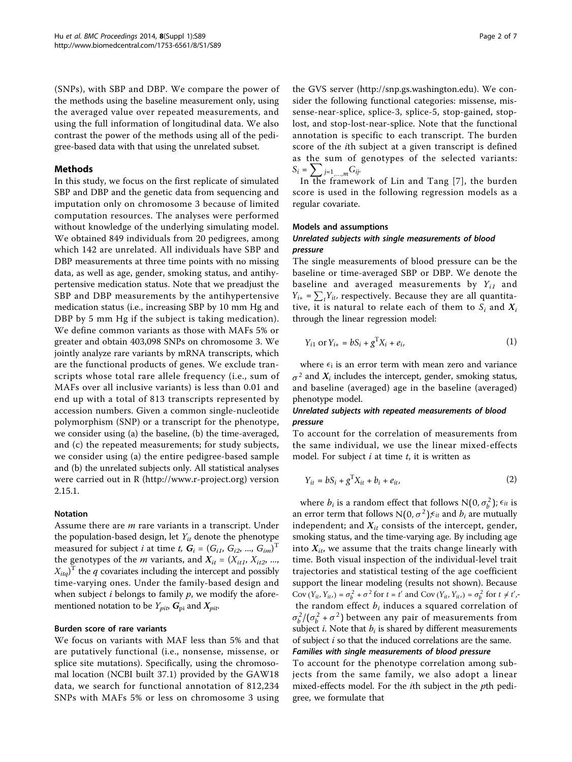(SNPs), with SBP and DBP. We compare the power of the methods using the baseline measurement only, using the averaged value over repeated measurements, and using the full information of longitudinal data. We also contrast the power of the methods using all of the pedigree-based data with that using the unrelated subset.

## Methods

In this study, we focus on the first replicate of simulated SBP and DBP and the genetic data from sequencing and imputation only on chromosome 3 because of limited computation resources. The analyses were performed without knowledge of the underlying simulating model. We obtained 849 individuals from 20 pedigrees, among which 142 are unrelated. All individuals have SBP and DBP measurements at three time points with no missing data, as well as age, gender, smoking status, and antihypertensive medication status. Note that we preadjust the SBP and DBP measurements by the antihypertensive medication status (i.e., increasing SBP by 10 mm Hg and DBP by 5 mm Hg if the subject is taking medication). We define common variants as those with MAFs 5% or greater and obtain 403,098 SNPs on chromosome 3. We jointly analyze rare variants by mRNA transcripts, which are the functional products of genes. We exclude transcripts whose total rare allele frequency (i.e., sum of MAFs over all inclusive variants) is less than 0.01 and end up with a total of 813 transcripts represented by accession numbers. Given a common single-nucleotide polymorphism (SNP) or a transcript for the phenotype, we consider using (a) the baseline, (b) the time-averaged, and (c) the repeated measurements; for study subjects, we consider using (a) the entire pedigree-based sample and (b) the unrelated subjects only. All statistical analyses were carried out in R (http://www.r-project.org) version 2.15.1.

### Notation

Assume there are $m$ rare variants in a transcript. Under the population-based design, let $Y_{it}$ denote the phenotype measured for subject $i$ at time $t$, $\boldsymbol{G}_i = (G_{i1}, G_{i2}, ..., G_{im})^T$ the genotypes of the $m$ variants, and $\boldsymbol{X}_{it} = (X_{it1}, X_{it2}, ..., X_{itq})^T$ the $q$ covariates including the intercept and possibly time-varying ones. Under the family-based design and when subject $i$ belongs to family $p$, we modify the aforementioned notation to be $Y_{pit}$, $\boldsymbol{G}_{pi}$ and $\boldsymbol{X}_{pit}$.

### Burden score of rare variants

We focus on variants with MAF less than 5% and that are putatively functional (i.e., nonsense, missense, or splice site mutations). Specifically, using the chromosomal location (NCBI built 37.1) provided by the GAW18 data, we search for functional annotation of 812,234 SNPs with MAFs 5% or less on chromosome 3 using the GVS server (http://snp.gs.washington.edu). We consider the following functional categories: missense, missense-near-splice, splice-3, splice-5, stop-gained, stop-lost, and stop-lost-near-splice. Note that the functional annotation is specific to each transcript. The burden score of the $i$th subject at a given transcript is defined as the sum of genotypes of the selected variants: $S_i = \sum_{j=1,...,m} G_{ij}$.

In the framework of Lin and Tang [7], the burden score is used in the following regression models as a regular covariate.

### Models and assumptions

#### *Unrelated subjects with single measurements of blood pressure*

The single measurements of blood pressure can be the baseline or time-averaged SBP or DBP. We denote the baseline and averaged measurements by $Y_{i1}$ and $Y_{i+} = \sum_t Y_{it}$, respectively. Because they are all quantitative, it is natural to relate each of them to $S_i$ and $\boldsymbol{X}_i$ through the linear regression model:

$$Y_{i1} \text{ or } Y_{i+} = bS_i + g^T X_i + e_i, \tag{1}$$

where $\epsilon_i$ is an error term with mean zero and variance $\sigma^2$ and $\boldsymbol{X}_i$ includes the intercept, gender, smoking status, and baseline (averaged) age in the baseline (averaged) phenotype model.

#### *Unrelated subjects with repeated measurements of blood pressure*

To account for the correlation of measurements from the same individual, we use the linear mixed-effects model. For subject $i$ at time $t$, it is written as

$$Y_{it} = bS_i + g^T X_{it} + b_i + e_{it}, \tag{2}$$

where $b_i$ is a random effect that follows $N(0, \sigma_b^2)$; $\epsilon_{it}$ is an error term that follows $N(0, \sigma^2)$; $\epsilon_{it}$ and $b_i$ are mutually independent; and $\boldsymbol{X}_{it}$ consists of the intercept, gender, smoking status, and the time-varying age. By including age into $\boldsymbol{X}_{it}$, we assume that the traits change linearly with time. Both visual inspection of the individual-level trait trajectories and statistical testing of the age coefficient support the linear modeling (results not shown). Because $\text{Cov}(Y_{it}, Y_{it'}) = \sigma_b^2 + \sigma^2$ for $t = t'$ and $\text{Cov}(Y_{it}, Y_{it'}) = \sigma_b^2$ for $t \neq t'$, the random effect $b_i$ induces a squared correlation of $\sigma_b^2/(\sigma_b^2 + \sigma^2)$ between any pair of measurements from subject $i$. Note that $b_i$ is shared by different measurements of subject $i$ so that the induced correlations are the same.

#### *Families with single measurements of blood pressure*

To account for the phenotype correlation among subjects from the same family, we also adopt a linear mixed-effects model. For the $i$th subject in the $p$th pedigree, we formulate that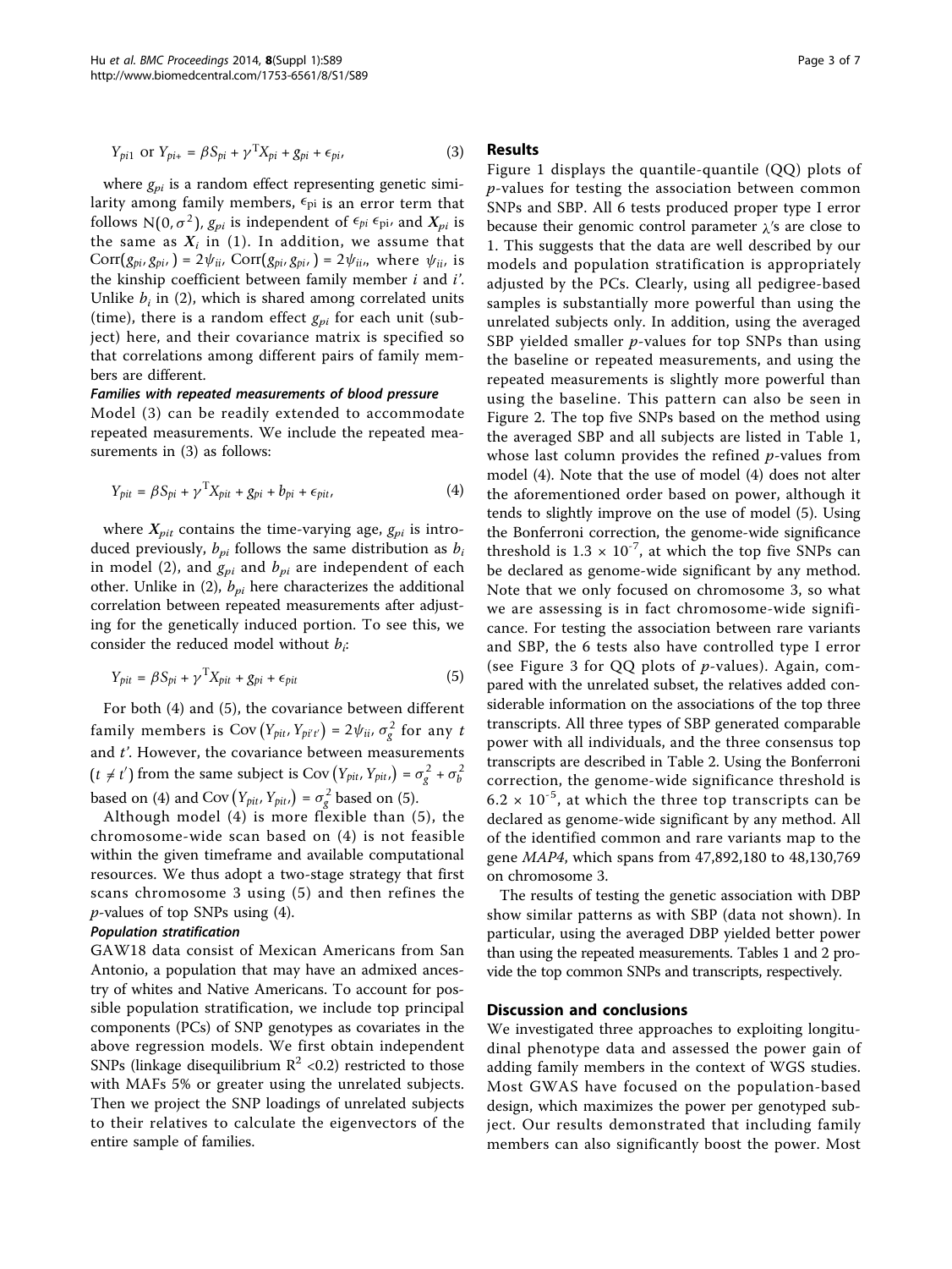$$Y_{pi1} \text{ or } Y_{pi+} = \beta S_{pi} + \gamma^{\mathrm{T}} X_{pi} + g_{pi} + \epsilon_{pi}, \tag{3}$$

where $g_{pi}$ is a random effect representing genetic similarity among family members, $\epsilon_{pi}$ is an error term that follows $\mathrm{N}(0, \sigma^2)$, $g_{pi}$ is independent of $\epsilon_{pi}$ $\epsilon_{pi}$, and $X_{pi}$ is the same as $X_i$ in (1). In addition, we assume that $\mathrm{Corr}(g_{pi}, g_{pi'}) = 2\psi_{ii}$, $\mathrm{Corr}(g_{pi}, g_{pi'}) = 2\psi_{ii'}$, where $\psi_{ii'}$ is the kinship coefficient between family member $i$ and $i'$. Unlike $b_i$ in (2), which is shared among correlated units (time), there is a random effect $g_{pi}$ for each unit (subject) here, and their covariance matrix is specified so that correlations among different pairs of family members are different.

#### Families with repeated measurements of blood pressure

Model (3) can be readily extended to accommodate repeated measurements. We include the repeated measurements in (3) as follows:

$$Y_{pit} = \beta S_{pi} + \gamma^{\mathrm{T}} X_{pit} + g_{pi} + b_{pi} + \epsilon_{pit}, \tag{4}$$

where $X_{pit}$ contains the time-varying age, $g_{pi}$ is introduced previously, $b_{pi}$ follows the same distribution as $b_i$ in model (2), and $g_{pi}$ and $b_{pi}$ are independent of each other. Unlike in (2), $b_{pi}$ here characterizes the additional correlation between repeated measurements after adjusting for the genetically induced portion. To see this, we consider the reduced model without $b_i$:

$$Y_{pit} = \beta S_{pi} + \gamma^{\mathrm{T}} X_{pit} + g_{pi} + \epsilon_{pit} \tag{5}$$

For both (4) and (5), the covariance between different family members is $\mathrm{Cov}(Y_{pit}, Y_{pi't'}) = 2\psi_{ii'}\sigma_g^2$ for any $t$ and $t'$. However, the covariance between measurements $(t \neq t')$ from the same subject is $\mathrm{Cov}(Y_{pit}, Y_{pit'}) = \sigma_g^2 + \sigma_b^2$ based on (4) and $\mathrm{Cov}(Y_{pit}, Y_{pit'}) = \sigma_g^2$ based on (5).

Although model (4) is more flexible than (5), the chromosome-wide scan based on (4) is not feasible within the given timeframe and available computational resources. We thus adopt a two-stage strategy that first scans chromosome 3 using (5) and then refines the $p$-values of top SNPs using (4).

#### Population stratification

GAW18 data consist of Mexican Americans from San Antonio, a population that may have an admixed ancestry of whites and Native Americans. To account for possible population stratification, we include top principal components (PCs) of SNP genotypes as covariates in the above regression models. We first obtain independent SNPs (linkage disequilibrium $R^2$ <0.2) restricted to those with MAFs 5% or greater using the unrelated subjects. Then we project the SNP loadings of unrelated subjects to their relatives to calculate the eigenvectors of the entire sample of families.

## Results

Figure 1 displays the quantile-quantile (QQ) plots of $p$-values for testing the association between common SNPs and SBP. All 6 tests produced proper type I error because their genomic control parameter $\lambda$'s are close to 1. This suggests that the data are well described by our models and population stratification is appropriately adjusted by the PCs. Clearly, using all pedigree-based samples is substantially more powerful than using the unrelated subjects only. In addition, using the averaged SBP yielded smaller $p$-values for top SNPs than using the baseline or repeated measurements, and using the repeated measurements is slightly more powerful than using the baseline. This pattern can also be seen in Figure 2. The top five SNPs based on the method using the averaged SBP and all subjects are listed in Table 1, whose last column provides the refined $p$-values from model (4). Note that the use of model (4) does not alter the aforementioned order based on power, although it tends to slightly improve on the use of model (5). Using the Bonferroni correction, the genome-wide significance threshold is $1.3 \times 10^{-7}$, at which the top five SNPs can be declared as genome-wide significant by any method. Note that we only focused on chromosome 3, so what we are assessing is in fact chromosome-wide significance. For testing the association between rare variants and SBP, the 6 tests also have controlled type I error (see Figure 3 for QQ plots of $p$-values). Again, compared with the unrelated subset, the relatives added considerable information on the associations of the top three transcripts. All three types of SBP generated comparable power with all individuals, and the three consensus top transcripts are described in Table 2. Using the Bonferroni correction, the genome-wide significance threshold is $6.2 \times 10^{-5}$, at which the three top transcripts can be declared as genome-wide significant by any method. All of the identified common and rare variants map to the gene *MAP4*, which spans from 47,892,180 to 48,130,769 on chromosome 3.

The results of testing the genetic association with DBP show similar patterns as with SBP (data not shown). In particular, using the averaged DBP yielded better power than using the repeated measurements. Tables 1 and 2 provide the top common SNPs and transcripts, respectively.

## Discussion and conclusions

We investigated three approaches to exploiting longitudinal phenotype data and assessed the power gain of adding family members in the context of WGS studies. Most GWAS have focused on the population-based design, which maximizes the power per genotyped subject. Our results demonstrated that including family members can also significantly boost the power. Most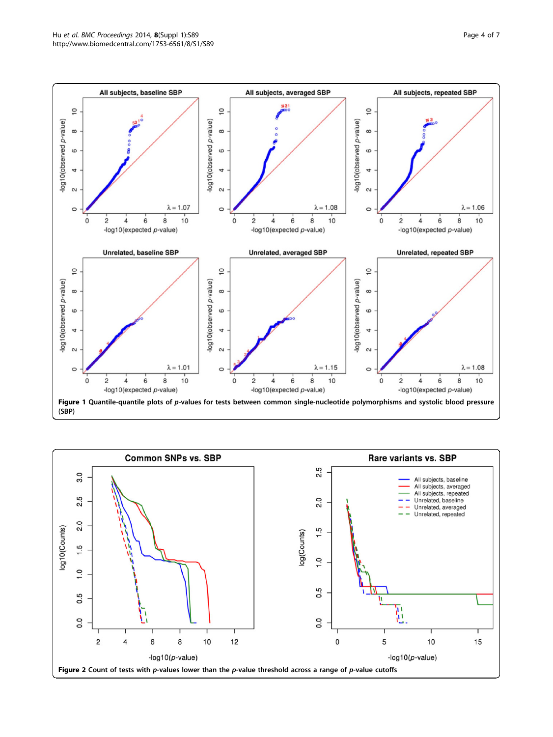**Figure 1** Quantile-quantile plots of *p*-values for tests between common single-nucleotide polymorphisms and systolic blood pressure (SBP)

**Figure 2** Count of tests with *p*-values lower than the *p*-value threshold across a range of *p*-value cutoffs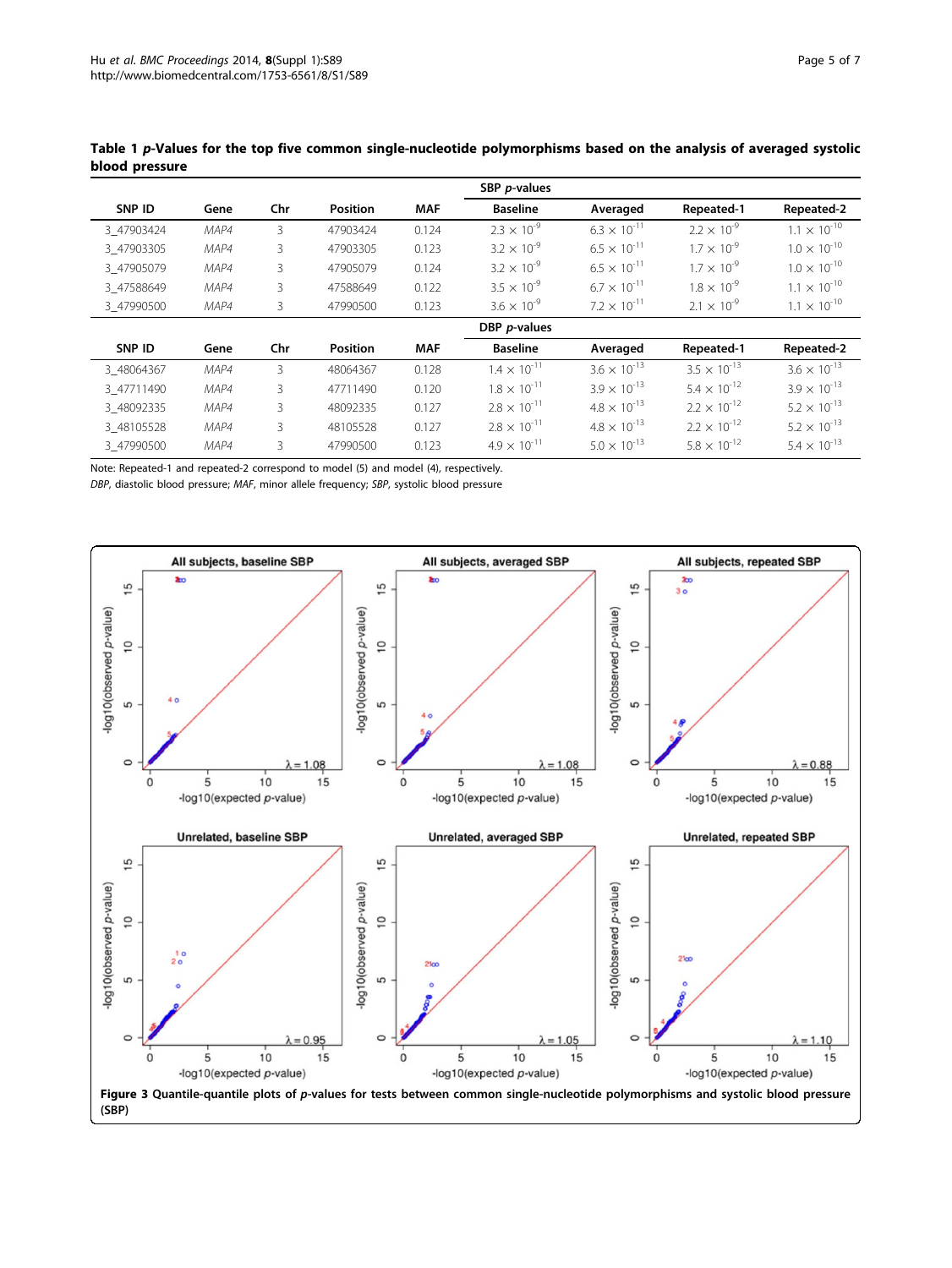**Table 1 *p*-Values for the top five common single-nucleotide polymorphisms based on the analysis of averaged systolic blood pressure**

| SNP ID | Gene | Chr | Position | MAF | SBP *p*-values | | | |
|---|---|---|---|---|---|---|---|---|
| | | | | | Baseline | Averaged | Repeated-1 | Repeated-2 |
| 3_47903424 | *MAP4* | 3 | 47903424 | 0.124 | $2.3 \times 10^{-9}$ | $6.3 \times 10^{-11}$ | $2.2 \times 10^{-9}$ | $1.1 \times 10^{-10}$ |
| 3_47903305 | *MAP4* | 3 | 47903305 | 0.123 | $3.2 \times 10^{-9}$ | $6.5 \times 10^{-11}$ | $1.7 \times 10^{-9}$ | $1.0 \times 10^{-10}$ |
| 3_47905079 | *MAP4* | 3 | 47905079 | 0.124 | $3.2 \times 10^{-9}$ | $6.5 \times 10^{-11}$ | $1.7 \times 10^{-9}$ | $1.0 \times 10^{-10}$ |
| 3_47588649 | *MAP4* | 3 | 47588649 | 0.122 | $3.5 \times 10^{-9}$ | $6.7 \times 10^{-11}$ | $1.8 \times 10^{-9}$ | $1.1 \times 10^{-10}$ |
| 3_47990500 | *MAP4* | 3 | 47990500 | 0.123 | $3.6 \times 10^{-9}$ | $7.2 \times 10^{-11}$ | $2.1 \times 10^{-9}$ | $1.1 \times 10^{-10}$ |
| | | | | | DBP *p*-values | | | |
| SNP ID | Gene | Chr | Position | MAF | Baseline | Averaged | Repeated-1 | Repeated-2 |
| 3_48064367 | *MAP4* | 3 | 48064367 | 0.128 | $1.4 \times 10^{-11}$ | $3.6 \times 10^{-13}$ | $3.5 \times 10^{-13}$ | $3.6 \times 10^{-13}$ |
| 3_47711490 | *MAP4* | 3 | 47711490 | 0.120 | $1.8 \times 10^{-11}$ | $3.9 \times 10^{-13}$ | $5.4 \times 10^{-12}$ | $3.9 \times 10^{-13}$ |
| 3_48092335 | *MAP4* | 3 | 48092335 | 0.127 | $2.8 \times 10^{-11}$ | $4.8 \times 10^{-13}$ | $2.2 \times 10^{-12}$ | $5.2 \times 10^{-13}$ |
| 3_48105528 | *MAP4* | 3 | 48105528 | 0.127 | $2.8 \times 10^{-11}$ | $4.8 \times 10^{-13}$ | $2.2 \times 10^{-12}$ | $5.2 \times 10^{-13}$ |
| 3_47990500 | *MAP4* | 3 | 47990500 | 0.123 | $4.9 \times 10^{-11}$ | $5.0 \times 10^{-13}$ | $5.8 \times 10^{-12}$ | $5.4 \times 10^{-13}$ |

Note: Repeated-1 and repeated-2 correspond to model (5) and model (4), respectively.

*DBP*, diastolic blood pressure; *MAF*, minor allele frequency; *SBP*, systolic blood pressure

**Figure 3 Quantile-quantile plots of *p*-values for tests between common single-nucleotide polymorphisms and systolic blood pressure (SBP)**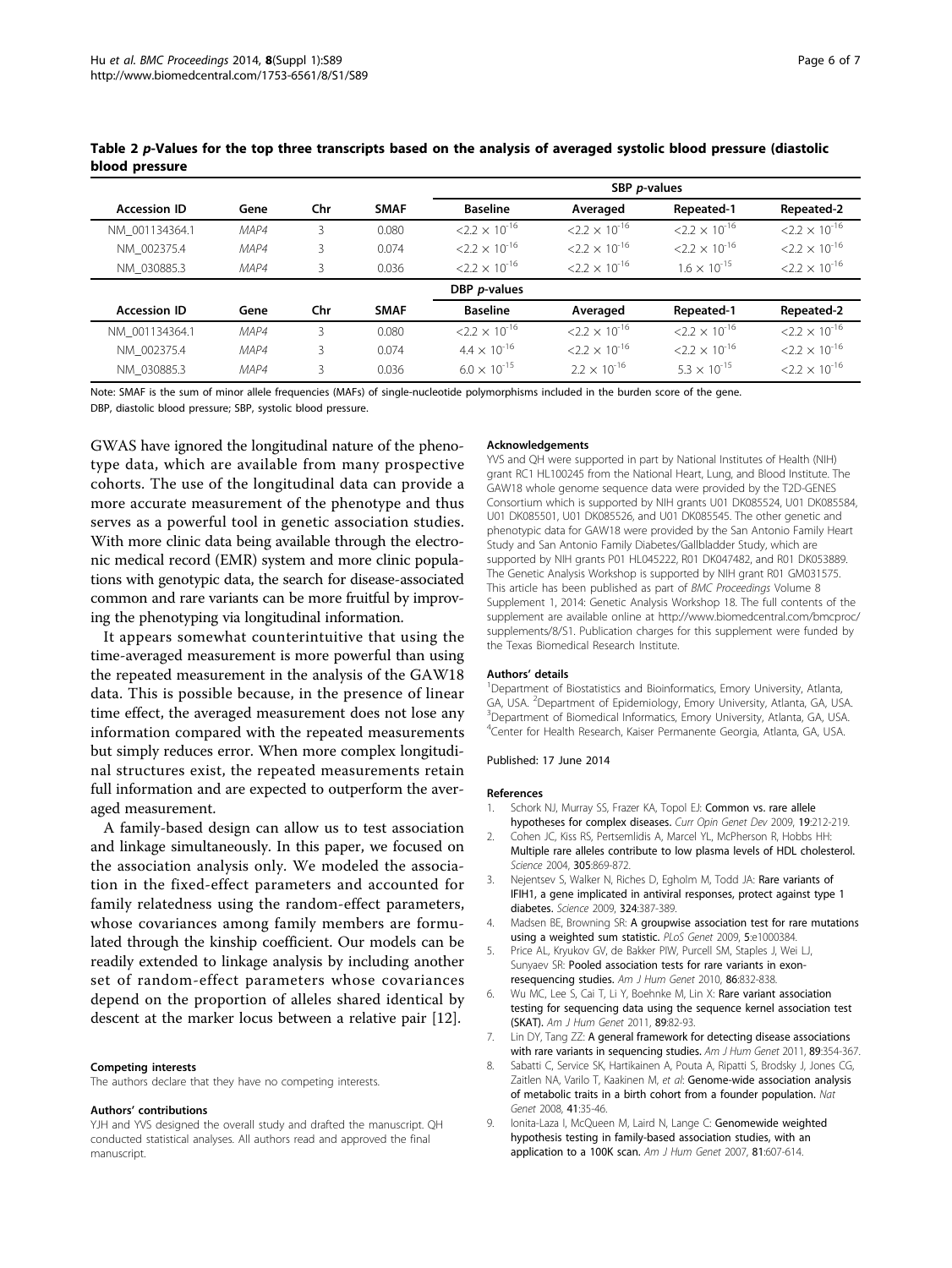**Table 2 *p*-Values for the top three transcripts based on the analysis of averaged systolic blood pressure (diastolic blood pressure**

| Accession ID | Gene | Chr | SMAF | SBP *p*-values | | | |
|---|---|---|---|---|---|---|---|
| | | | | Baseline | Averaged | Repeated-1 | Repeated-2 |
| NM_001134364.1 | *MAP4* | 3 | 0.080 | $<2.2 \times 10^{-16}$ | $<2.2 \times 10^{-16}$ | $<2.2 \times 10^{-16}$ | $<2.2 \times 10^{-16}$ |
| NM_002375.4 | *MAP4* | 3 | 0.074 | $<2.2 \times 10^{-16}$ | $<2.2 \times 10^{-16}$ | $<2.2 \times 10^{-16}$ | $<2.2 \times 10^{-16}$ |
| NM_030885.3 | *MAP4* | 3 | 0.036 | $<2.2 \times 10^{-16}$ | $<2.2 \times 10^{-16}$ | $1.6 \times 10^{-15}$ | $<2.2 \times 10^{-16}$ |
| | | | | DBP *p*-values | | | |
| **Accession ID** | **Gene** | **Chr** | **SMAF** | **Baseline** | **Averaged** | **Repeated-1** | **Repeated-2** |
| NM_001134364.1 | *MAP4* | 3 | 0.080 | $<2.2 \times 10^{-16}$ | $<2.2 \times 10^{-16}$ | $<2.2 \times 10^{-16}$ | $<2.2 \times 10^{-16}$ |
| NM_002375.4 | *MAP4* | 3 | 0.074 | $4.4 \times 10^{-16}$ | $<2.2 \times 10^{-16}$ | $<2.2 \times 10^{-16}$ | $<2.2 \times 10^{-16}$ |
| NM_030885.3 | *MAP4* | 3 | 0.036 | $6.0 \times 10^{-15}$ | $2.2 \times 10^{-16}$ | $5.3 \times 10^{-15}$ | $<2.2 \times 10^{-16}$ |

Note: SMAF is the sum of minor allele frequencies (MAFs) of single-nucleotide polymorphisms included in the burden score of the gene.
DBP, diastolic blood pressure; SBP, systolic blood pressure.

GWAS have ignored the longitudinal nature of the phenotype data, which are available from many prospective cohorts. The use of the longitudinal data can provide a more accurate measurement of the phenotype and thus serves as a powerful tool in genetic association studies. With more clinic data being available through the electronic medical record (EMR) system and more clinic populations with genotypic data, the search for disease-associated common and rare variants can be more fruitful by improving the phenotyping via longitudinal information.

It appears somewhat counterintuitive that using the time-averaged measurement is more powerful than using the repeated measurement in the analysis of the GAW18 data. This is possible because, in the presence of linear time effect, the averaged measurement does not lose any information compared with the repeated measurements but simply reduces error. When more complex longitudinal structures exist, the repeated measurements retain full information and are expected to outperform the averaged measurement.

A family-based design can allow us to test association and linkage simultaneously. In this paper, we focused on the association analysis only. We modeled the association in the fixed-effect parameters and accounted for family relatedness using the random-effect parameters, whose covariances among family members are formulated through the kinship coefficient. Our models can be readily extended to linkage analysis by including another set of random-effect parameters whose covariances depend on the proportion of alleles shared identical by descent at the marker locus between a relative pair [12].

#### Competing interests

The authors declare that they have no competing interests.

#### Authors' contributions

YJH and YVS designed the overall study and drafted the manuscript. QH conducted statistical analyses. All authors read and approved the final manuscript.

#### Acknowledgements

YVS and QH were supported in part by National Institutes of Health (NIH) grant RC1 HL100245 from the National Heart, Lung, and Blood Institute. The GAW18 whole genome sequence data were provided by the T2D-GENES Consortium which is supported by NIH grants U01 DK085524, U01 DK085584, U01 DK085501, U01 DK085526, and U01 DK085545. The other genetic and phenotypic data for GAW18 were provided by the San Antonio Family Heart Study and San Antonio Family Diabetes/Gallbladder Study, which are supported by NIH grants P01 HL045222, R01 DK047482, and R01 DK053889. The Genetic Analysis Workshop is supported by NIH grant R01 GM031575. This article has been published as part of *BMC Proceedings* Volume 8 Supplement 1, 2014: Genetic Analysis Workshop 18. The full contents of the supplement are available online at http://www.biomedcentral.com/bmcproc/supplements/8/S1. Publication charges for this supplement were funded by the Texas Biomedical Research Institute.

#### Authors' details

[1]Department of Biostatistics and Bioinformatics, Emory University, Atlanta, GA, USA. [2]Department of Epidemiology, Emory University, Atlanta, GA, USA. [3]Department of Biomedical Informatics, Emory University, Atlanta, GA, USA. [4]Center for Health Research, Kaiser Permanente Georgia, Atlanta, GA, USA.

Published: 17 June 2014

#### References

1. Schork NJ, Murray SS, Frazer KA, Topol EJ: **Common vs. rare allele hypotheses for complex diseases.** *Curr Opin Genet Dev* 2009, **19**:212-219.
2. Cohen JC, Kiss RS, Pertsemlidis A, Marcel YL, McPherson R, Hobbs HH: **Multiple rare alleles contribute to low plasma levels of HDL cholesterol.** *Science* 2004, **305**:869-872.
3. Nejentsev S, Walker N, Riches D, Egholm M, Todd JA: **Rare variants of IFIH1, a gene implicated in antiviral responses, protect against type 1 diabetes.** *Science* 2009, **324**:387-389.
4. Madsen BE, Browning SR: **A groupwise association test for rare mutations using a weighted sum statistic.** *PLoS Genet* 2009, **5**:e1000384.
5. Price AL, Kryukov GV, de Bakker PIW, Purcell SM, Staples J, Wei LJ, Sunyaev SR: **Pooled association tests for rare variants in exon-resequencing studies.** *Am J Hum Genet* 2010, **86**:832-838.
6. Wu MC, Lee S, Cai T, Li Y, Boehnke M, Lin X: **Rare variant association testing for sequencing data using the sequence kernel association test (SKAT).** *Am J Hum Genet* 2011, **89**:82-93.
7. Lin DY, Tang ZZ: **A general framework for detecting disease associations with rare variants in sequencing studies.** *Am J Hum Genet* 2011, **89**:354-367.
8. Sabatti C, Service SK, Hartikainen A, Pouta A, Ripatti S, Brodsky J, Jones CG, Zaitlen NA, Varilo T, Kaakinen M, *et al*: **Genome-wide association analysis of metabolic traits in a birth cohort from a founder population.** *Nat Genet* 2008, **41**:35-46.
9. Ionita-Laza I, McQueen M, Laird N, Lange C: **Genomewide weighted hypothesis testing in family-based association studies, with an application to a 100K scan.** *Am J Hum Genet* 2007, **81**:607-614.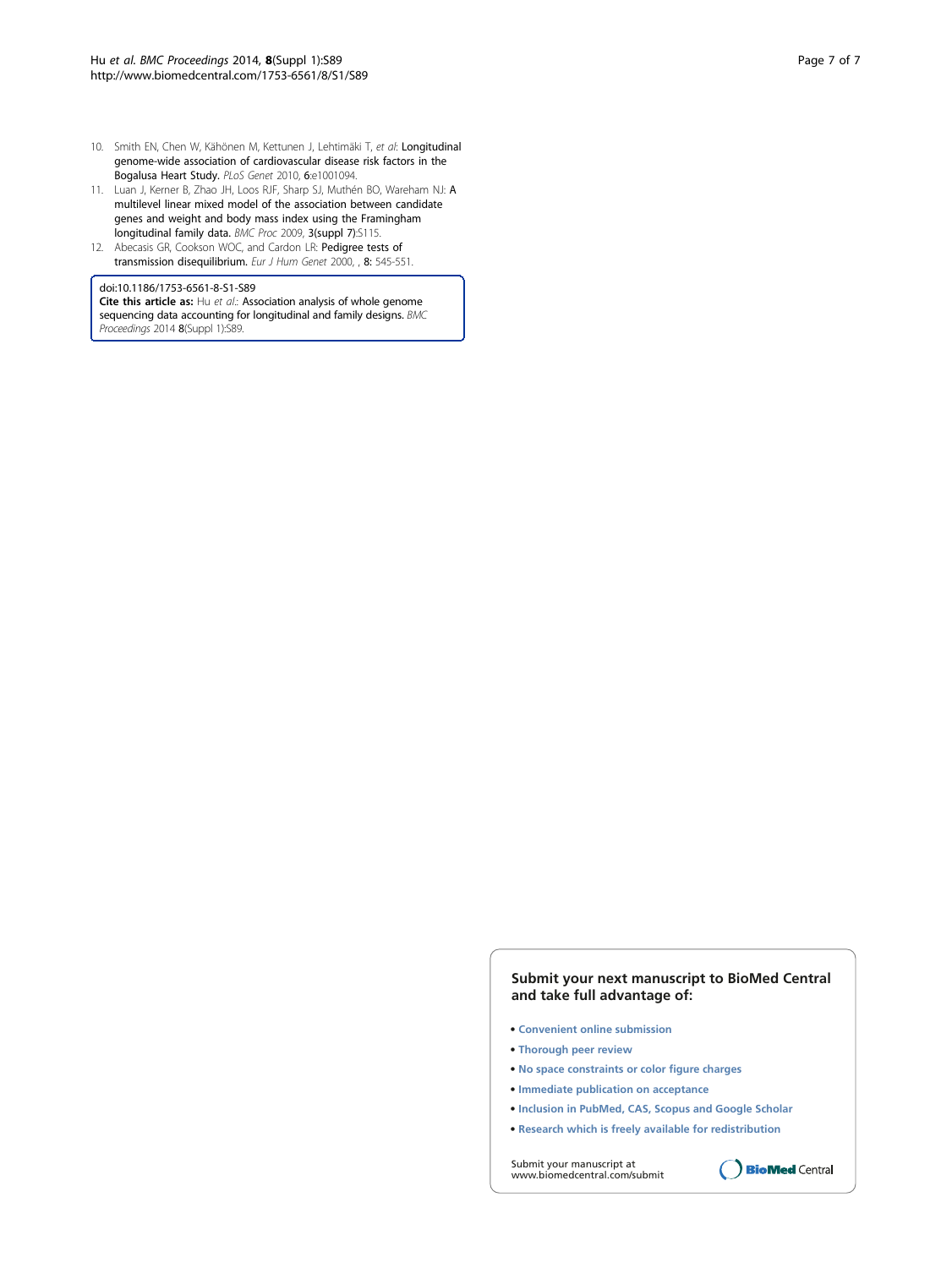10. Smith EN, Chen W, Kähönen M, Kettunen J, Lehtimäki T, *et al*: **Longitudinal genome-wide association of cardiovascular disease risk factors in the Bogalusa Heart Study.** *PLoS Genet* 2010, **6**:e1001094.
11. Luan J, Kerner B, Zhao JH, Loos RJF, Sharp SJ, Muthén BO, Wareham NJ: **A multilevel linear mixed model of the association between candidate genes and weight and body mass index using the Framingham longitudinal family data.** *BMC Proc* 2009, **3(suppl 7)**:S115.
12. Abecasis GR, Cookson WOC, and Cardon LR: **Pedigree tests of transmission disequilibrium.** *Eur J Hum Genet* 2000, , **8**: 545-551.

doi:10.1186/1753-6561-8-S1-S89
**Cite this article as:** Hu *et al.*: Association analysis of whole genome sequencing data accounting for longitudinal and family designs. *BMC Proceedings* 2014 **8**(Suppl 1):S89.

**Submit your next manuscript to BioMed Central and take full advantage of:**

- **Convenient online submission**
- **Thorough peer review**
- **No space constraints or color figure charges**
- **Immediate publication on acceptance**
- **Inclusion in PubMed, CAS, Scopus and Google Scholar**
- **Research which is freely available for redistribution**

Submit your manuscript at www.biomedcentral.com/submit

BioMed Central